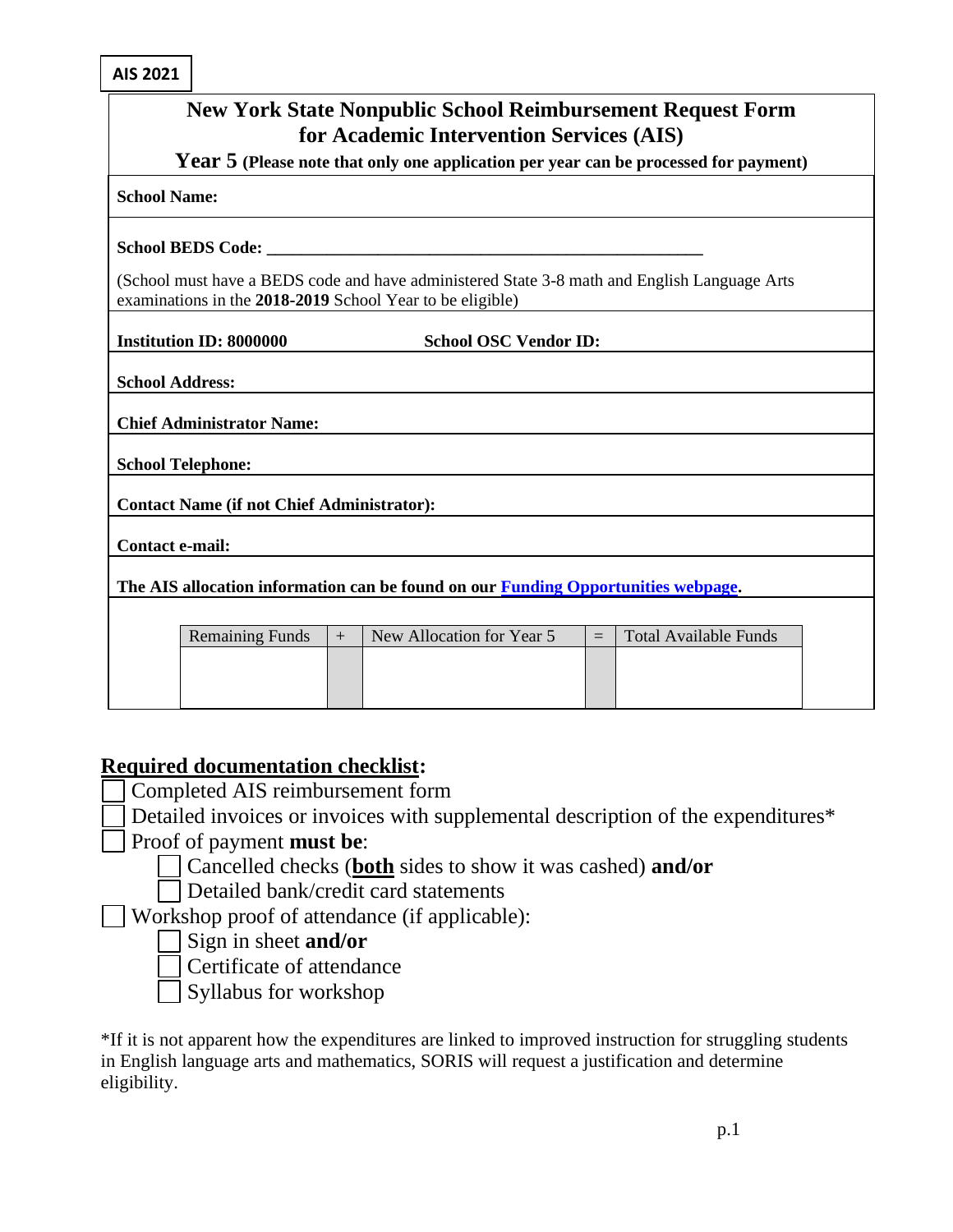AIS 2021

# New York State Nonpublic School Reimbursement Request Form for Academic Intervention Services (AIS)

**Year 5 (Please note that only one application per year can be processed for payment)**

**School Name:**

**School BEDS Code:** ____________________________________________________

(School must have a BEDS code and have administered State 3-8 math and English Language Arts examinations in the **2018-2019** School Year to be eligible)

**Institution ID: 8000000** **School OSC Vendor ID:**

**School Address:**

**Chief Administrator Name:**

**School Telephone:**

**Contact Name (if not Chief Administrator):**

**Contact e-mail:**

**The AIS allocation information can be found on our Funding Opportunities webpage.**

| Remaining Funds | + | New Allocation for Year 5 | = | Total Available Funds |
|---|---|---|---|---|
| | | | | |

## Required documentation checklist:

- ☐ Completed AIS reimbursement form
- ☐ Detailed invoices or invoices with supplemental description of the expenditures*
- ☐ Proof of payment **must be**:
  - ☐ Cancelled checks (**both** sides to show it was cashed) **and/or**
  - ☐ Detailed bank/credit card statements
- ☐ Workshop proof of attendance (if applicable):
  - ☐ Sign in sheet **and/or**
  - ☐ Certificate of attendance
  - ☐ Syllabus for workshop

*If it is not apparent how the expenditures are linked to improved instruction for struggling students in English language arts and mathematics, SORIS will request a justification and determine eligibility.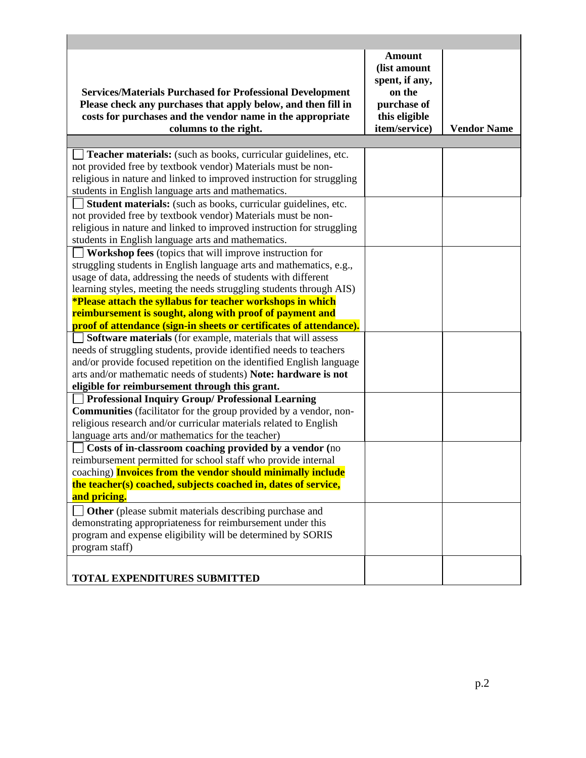| **Services/Materials Purchased for Professional Development Please check any purchases that apply below, and then fill in costs for purchases and the vendor name in the appropriate columns to the right.** | **Amount (list amount spent, if any, on the purchase of this eligible item/service)** | **Vendor Name** |
|---|---|---|
| | | |
| ☐ **Teacher materials:** (such as books, curricular guidelines, etc. not provided free by textbook vendor) Materials must be non-religious in nature and linked to improved instruction for struggling students in English language arts and mathematics. | | |
| ☐ **Student materials:** (such as books, curricular guidelines, etc. not provided free by textbook vendor) Materials must be non-religious in nature and linked to improved instruction for struggling students in English language arts and mathematics. | | |
| ☐ **Workshop fees** (topics that will improve instruction for struggling students in English language arts and mathematics, e.g., usage of data, addressing the needs of students with different learning styles, meeting the needs struggling students through AIS) **\*Please attach the syllabus for teacher workshops in which reimbursement is sought, along with proof of payment and proof of attendance (sign-in sheets or certificates of attendance).** | | |
| ☐ **Software materials** (for example, materials that will assess needs of struggling students, provide identified needs to teachers and/or provide focused repetition on the identified English language arts and/or mathematic needs of students) **Note: hardware is not eligible for reimbursement through this grant.** | | |
| ☐ **Professional Inquiry Group/ Professional Learning Communities** (facilitator for the group provided by a vendor, non-religious research and/or curricular materials related to English language arts and/or mathematics for the teacher) | | |
| ☐ **Costs of in-classroom coaching provided by a vendor (**no reimbursement permitted for school staff who provide internal coaching) **Invoices from the vendor should minimally include the teacher(s) coached, subjects coached in, dates of service, and pricing.** | | |
| ☐ **Other** (please submit materials describing purchase and demonstrating appropriateness for reimbursement under this program and expense eligibility will be determined by SORIS program staff) | | |
| **TOTAL EXPENDITURES SUBMITTED** | | |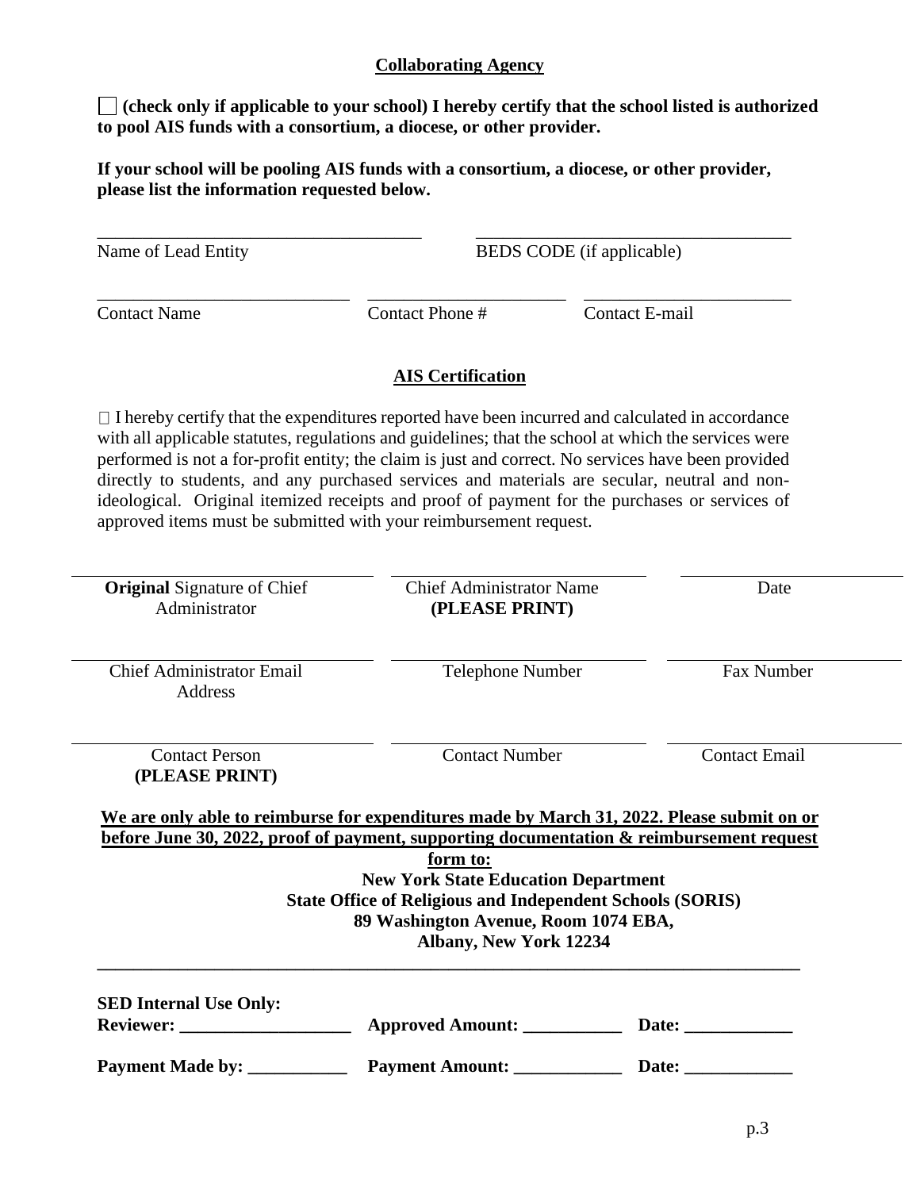## Collaborating Agency

☐ **(check only if applicable to your school) I hereby certify that the school listed is authorized to pool AIS funds with a consortium, a diocese, or other provider.**

**If your school will be pooling AIS funds with a consortium, a diocese, or other provider, please list the information requested below.**

| | |
|---|---|
| ______________________________ | ______________________________ |
| Name of Lead Entity | BEDS CODE (if applicable) |

| | | |
|---|---|---|
| ____________________ | ____________________ | ____________________ |
| Contact Name | Contact Phone # | Contact E-mail |

## AIS Certification

☐ I hereby certify that the expenditures reported have been incurred and calculated in accordance with all applicable statutes, regulations and guidelines; that the school at which the services were performed is not a for-profit entity; the claim is just and correct. No services have been provided directly to students, and any purchased services and materials are secular, neutral and non-ideological. Original itemized receipts and proof of payment for the purchases or services of approved items must be submitted with your reimbursement request.

| | | |
|---|---|---|
| ____________________ | ____________________ | ____________________ |
| **Original** Signature of Chief Administrator | Chief Administrator Name **(PLEASE PRINT)** | Date |
| ____________________ | ____________________ | ____________________ |
| Chief Administrator Email Address | Telephone Number | Fax Number |
| ____________________ | ____________________ | ____________________ |
| Contact Person **(PLEASE PRINT)** | Contact Number | Contact Email |

**We are only able to reimburse for expenditures made by March 31, 2022. Please submit on or before June 30, 2022, proof of payment, supporting documentation & reimbursement request form to:**

**New York State Education Department**
**State Office of Religious and Independent Schools (SORIS)**
**89 Washington Avenue, Room 1074 EBA,**
**Albany, New York 12234**

---

**SED Internal Use Only:**

**Reviewer:** ____________________ **Approved Amount:** ___________ **Date:** ____________

**Payment Made by:** ___________ **Payment Amount:** ____________ **Date:** ____________